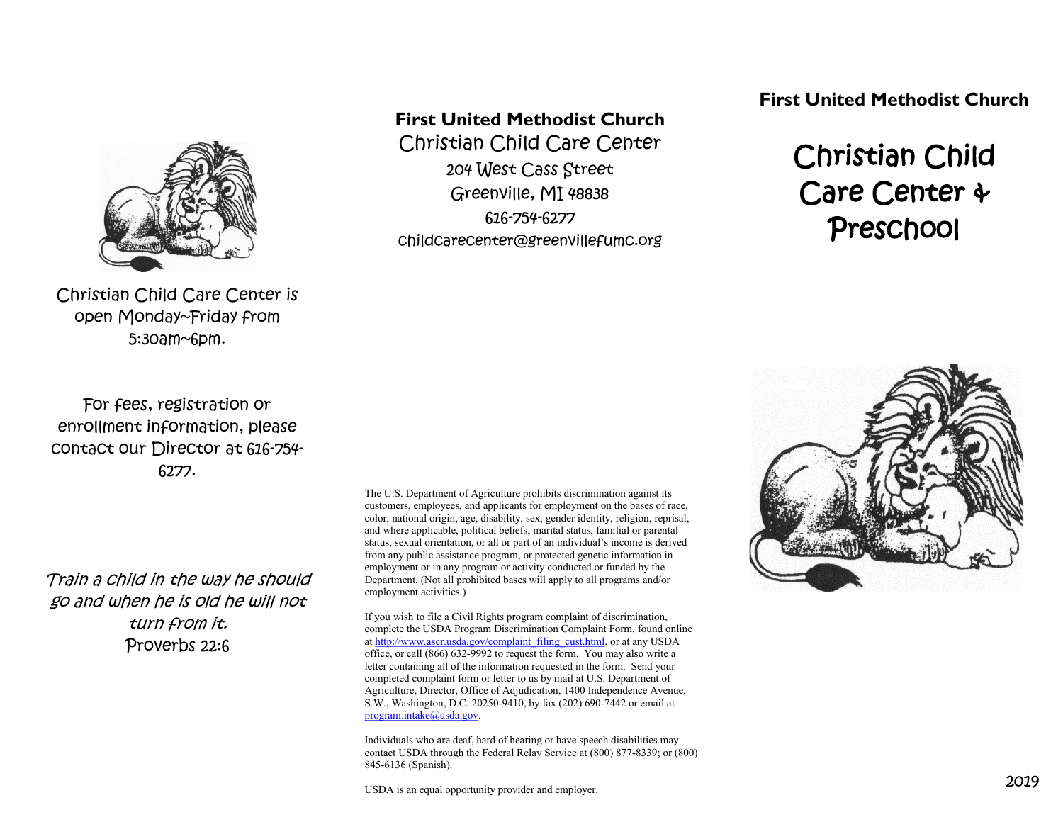Christian Child Care Center is open Monday~Friday from 5:30am~6pm.

For fees, registration or enrollment information, please contact our Director at 616-754-6277.

*Train a child in the way he should go and when he is old he will not turn from it.*
Proverbs 22:6

**First United Methodist Church**
Christian Child Care Center
204 West Cass Street
Greenville, MI 48838
616-754-6277
childcarecenter@greenvillefumc.org

The U.S. Department of Agriculture prohibits discrimination against its customers, employees, and applicants for employment on the bases of race, color, national origin, age, disability, sex, gender identity, religion, reprisal, and where applicable, political beliefs, marital status, familial or parental status, sexual orientation, or all or part of an individual's income is derived from any public assistance program, or protected genetic information in employment or in any program or activity conducted or funded by the Department. (Not all prohibited bases will apply to all programs and/or employment activities.)

If you wish to file a Civil Rights program complaint of discrimination, complete the USDA Program Discrimination Complaint Form, found online at http://www.ascr.usda.gov/complaint_filing_cust.html, or at any USDA office, or call (866) 632-9992 to request the form. You may also write a letter containing all of the information requested in the form. Send your completed complaint form or letter to us by mail at U.S. Department of Agriculture, Director, Office of Adjudication, 1400 Independence Avenue, S.W., Washington, D.C. 20250-9410, by fax (202) 690-7442 or email at program.intake@usda.gov.

Individuals who are deaf, hard of hearing or have speech disabilities may contact USDA through the Federal Relay Service at (800) 877-8339; or (800) 845-6136 (Spanish).

USDA is an equal opportunity provider and employer.

**First United Methodist Church**

# Christian Child Care Center & Preschool

2019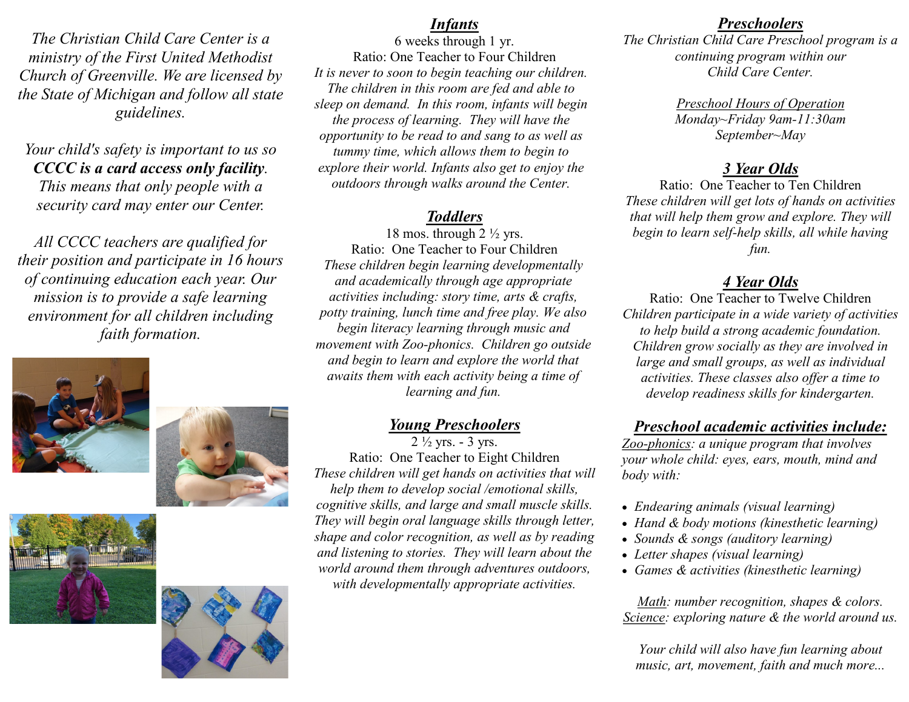*The Christian Child Care Center is a ministry of the First United Methodist Church of Greenville. We are licensed by the State of Michigan and follow all state guidelines.*

*Your child's safety is important to us so* ***CCCC is a card access only facility****. This means that only people with a security card may enter our Center.*

*All CCCC teachers are qualified for their position and participate in 16 hours of continuing education each year. Our mission is to provide a safe learning environment for all children including faith formation.*

## ***Infants***

6 weeks through 1 yr.

Ratio: One Teacher to Four Children

*It is never to soon to begin teaching our children. The children in this room are fed and able to sleep on demand. In this room, infants will begin the process of learning. They will have the opportunity to be read to and sang to as well as tummy time, which allows them to begin to explore their world. Infants also get to enjoy the outdoors through walks around the Center.*

## ***Toddlers***

18 mos. through 2 ½ yrs.

Ratio: One Teacher to Four Children

*These children begin learning developmentally and academically through age appropriate activities including: story time, arts & crafts, potty training, lunch time and free play. We also begin literacy learning through music and movement with Zoo-phonics. Children go outside and begin to learn and explore the world that awaits them with each activity being a time of learning and fun.*

## ***Young Preschoolers***

2 ½ yrs. - 3 yrs.

Ratio: One Teacher to Eight Children

*These children will get hands on activities that will help them to develop social /emotional skills, cognitive skills, and large and small muscle skills. They will begin oral language skills through letter, shape and color recognition, as well as by reading and listening to stories. They will learn about the world around them through adventures outdoors, with developmentally appropriate activities.*

## ***Preschoolers***

*The Christian Child Care Preschool program is a continuing program within our Child Care Center.*

*Preschool Hours of Operation*

*Monday~Friday 9am-11:30am*

*September~May*

## ***3 Year Olds***

Ratio: One Teacher to Ten Children

*These children will get lots of hands on activities that will help them grow and explore. They will begin to learn self-help skills, all while having fun.*

## ***4 Year Olds***

Ratio: One Teacher to Twelve Children

*Children participate in a wide variety of activities to help build a strong academic foundation. Children grow socially as they are involved in large and small groups, as well as individual activities. These classes also offer a time to develop readiness skills for kindergarten.*

## ***Preschool academic activities include:***

*Zoo-phonics: a unique program that involves your whole child: eyes, ears, mouth, mind and body with:*

- *Endearing animals (visual learning)*
- *Hand & body motions (kinesthetic learning)*
- *Sounds & songs (auditory learning)*
- *Letter shapes (visual learning)*
- *Games & activities (kinesthetic learning)*

*Math: number recognition, shapes & colors.*

*Science: exploring nature & the world around us.*

*Your child will also have fun learning about music, art, movement, faith and much more...*